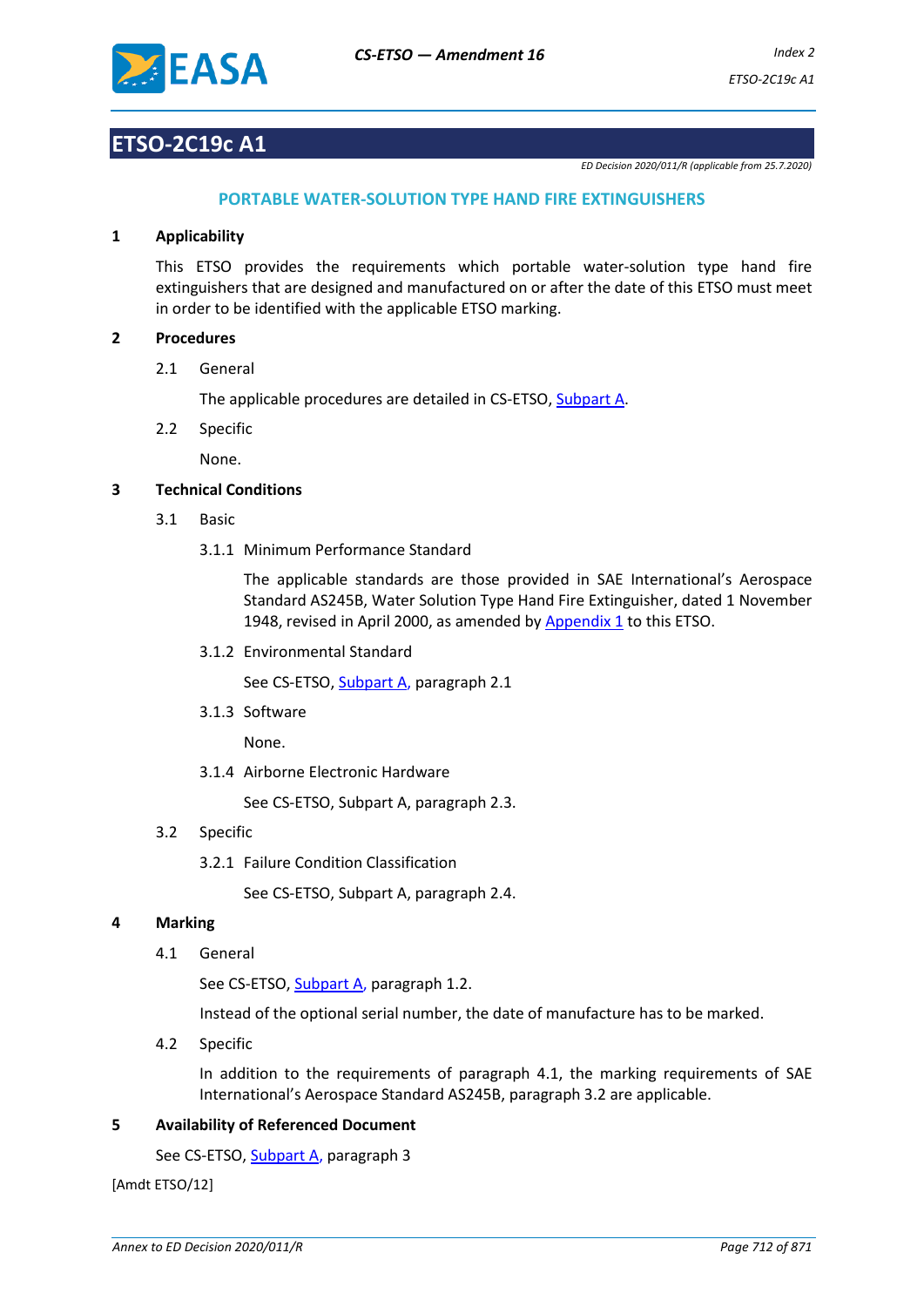# ETSO-2C19c A1

*ED Decision 2020/011/R (applicable from 25.7.2020)*

## PORTABLE WATER-SOLUTION TYPE HAND FIRE EXTINGUISHERS

**1 Applicability**

This ETSO provides the requirements which portable water-solution type hand fire extinguishers that are designed and manufactured on or after the date of this ETSO must meet in order to be identified with the applicable ETSO marking.

**2 Procedures**

2.1 General

The applicable procedures are detailed in CS-ETSO, Subpart A.

2.2 Specific

None.

**3 Technical Conditions**

3.1 Basic

3.1.1 Minimum Performance Standard

The applicable standards are those provided in SAE International's Aerospace Standard AS245B, Water Solution Type Hand Fire Extinguisher, dated 1 November 1948, revised in April 2000, as amended by Appendix 1 to this ETSO.

3.1.2 Environmental Standard

See CS-ETSO, Subpart A, paragraph 2.1

3.1.3 Software

None.

3.1.4 Airborne Electronic Hardware

See CS-ETSO, Subpart A, paragraph 2.3.

3.2 Specific

3.2.1 Failure Condition Classification

See CS-ETSO, Subpart A, paragraph 2.4.

**4 Marking**

4.1 General

See CS-ETSO, Subpart A, paragraph 1.2.

Instead of the optional serial number, the date of manufacture has to be marked.

4.2 Specific

In addition to the requirements of paragraph 4.1, the marking requirements of SAE International's Aerospace Standard AS245B, paragraph 3.2 are applicable.

**5 Availability of Referenced Document**

See CS-ETSO, Subpart A, paragraph 3

[Amdt ETSO/12]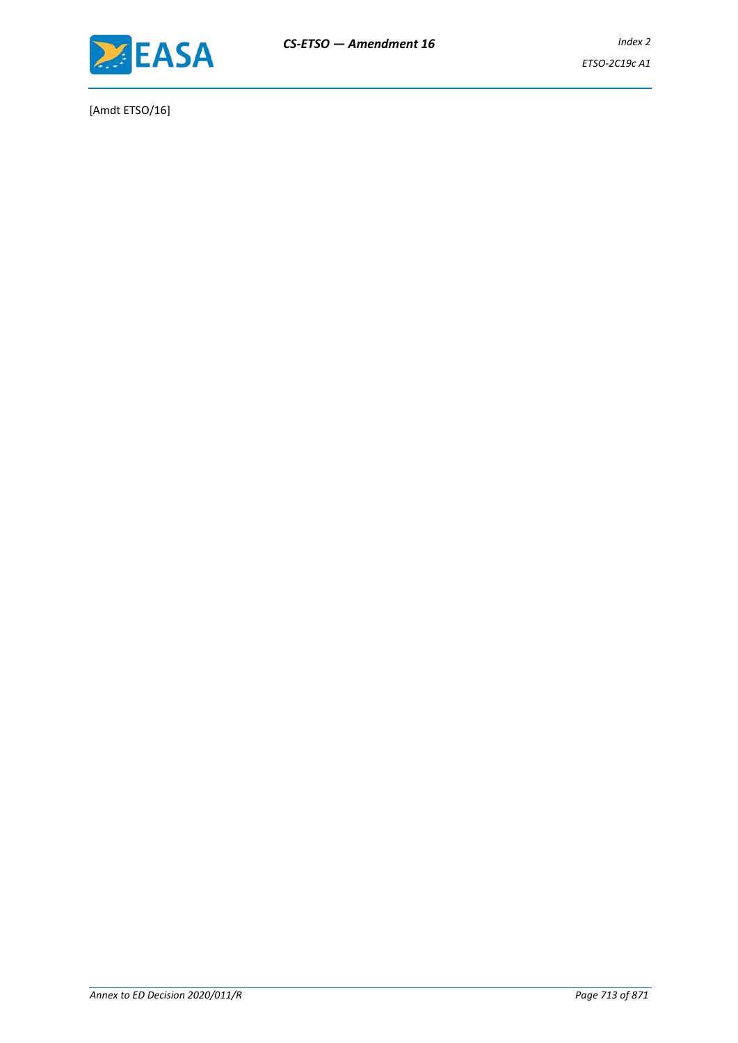[Amdt ETSO/16]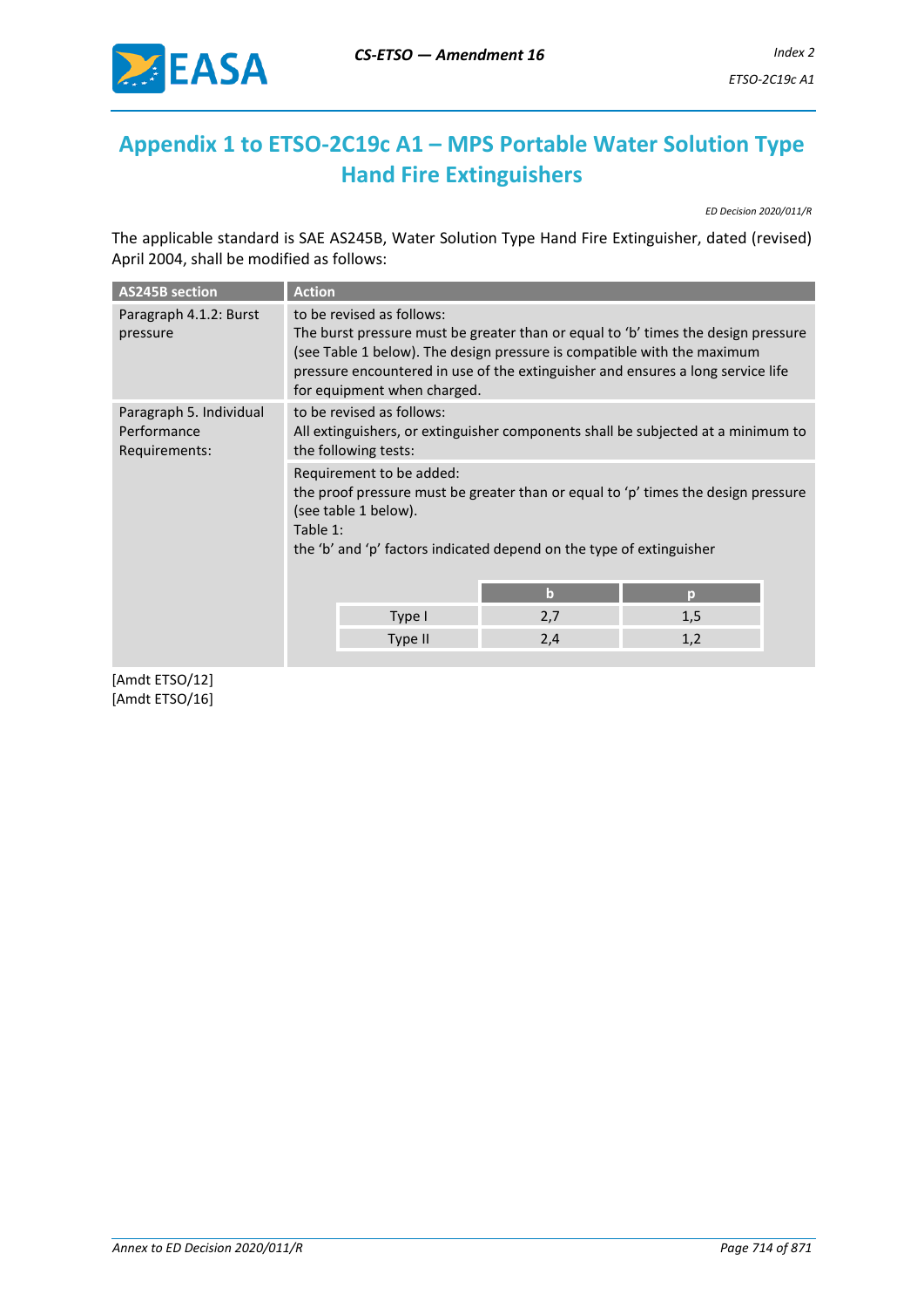# Appendix 1 to ETSO-2C19c A1 – MPS Portable Water Solution Type Hand Fire Extinguishers

*ED Decision 2020/011/R*

The applicable standard is SAE AS245B, Water Solution Type Hand Fire Extinguisher, dated (revised) April 2004, shall be modified as follows:

| AS245B section | Action |
|---|---|
| Paragraph 4.1.2: Burst pressure | to be revised as follows:<br>The burst pressure must be greater than or equal to 'b' times the design pressure (see Table 1 below). The design pressure is compatible with the maximum pressure encountered in use of the extinguisher and ensures a long service life for equipment when charged. |
| Paragraph 5. Individual Performance Requirements: | to be revised as follows:<br>All extinguishers, or extinguisher components shall be subjected at a minimum to the following tests: |
| | Requirement to be added:<br>the proof pressure must be greater than or equal to 'p' times the design pressure (see table 1 below).<br>Table 1:<br>the 'b' and 'p' factors indicated depend on the type of extinguisher |

Table 1:

| | b | p |
|---|---|---|
| Type I | 2,7 | 1,5 |
| Type II | 2,4 | 1,2 |

[Amdt ETSO/12]
[Amdt ETSO/16]